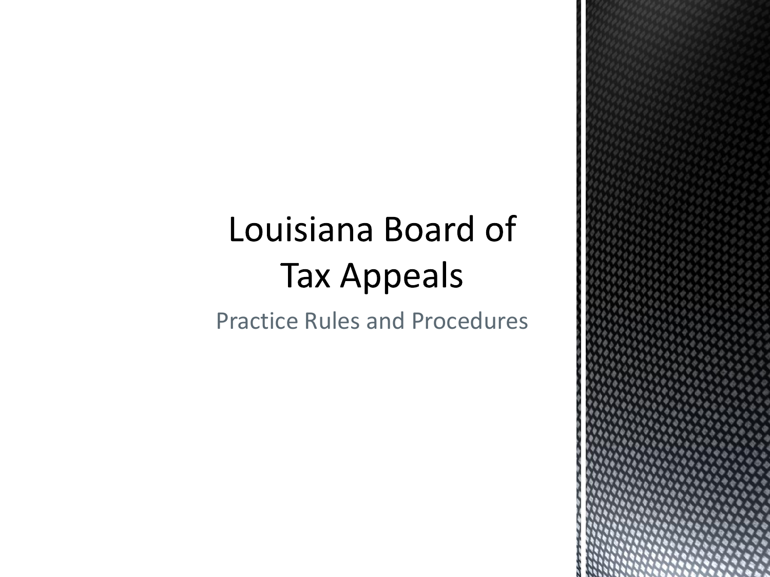# Louisiana Board of Tax Appeals

Practice Rules and Procedures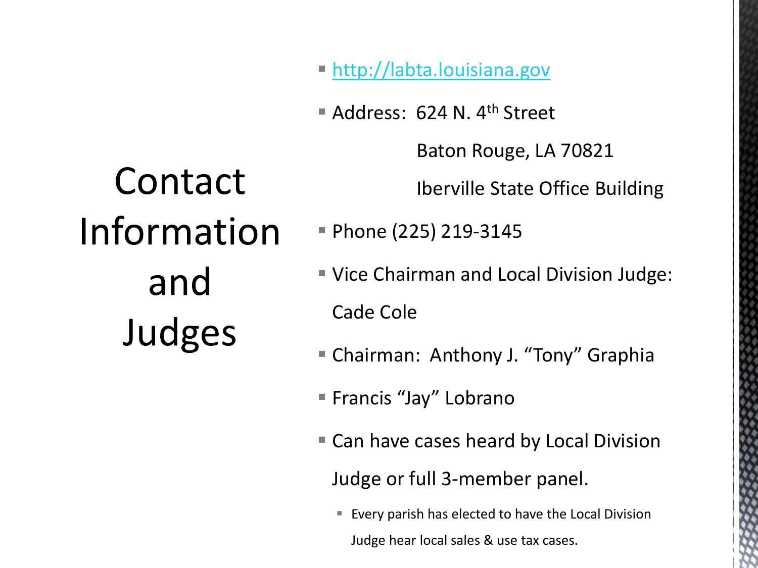# Contact Information and Judges

- [http://labta.louisiana.gov](http://labta.louisiana.gov)
- Address: 624 N. 4th Street
  Baton Rouge, LA 70821
  Iberville State Office Building
- Phone (225) 219-3145
- Vice Chairman and Local Division Judge: Cade Cole
- Chairman: Anthony J. "Tony" Graphia
- Francis "Jay" Lobrano
- Can have cases heard by Local Division Judge or full 3-member panel.
  - Every parish has elected to have the Local Division Judge hear local sales & use tax cases.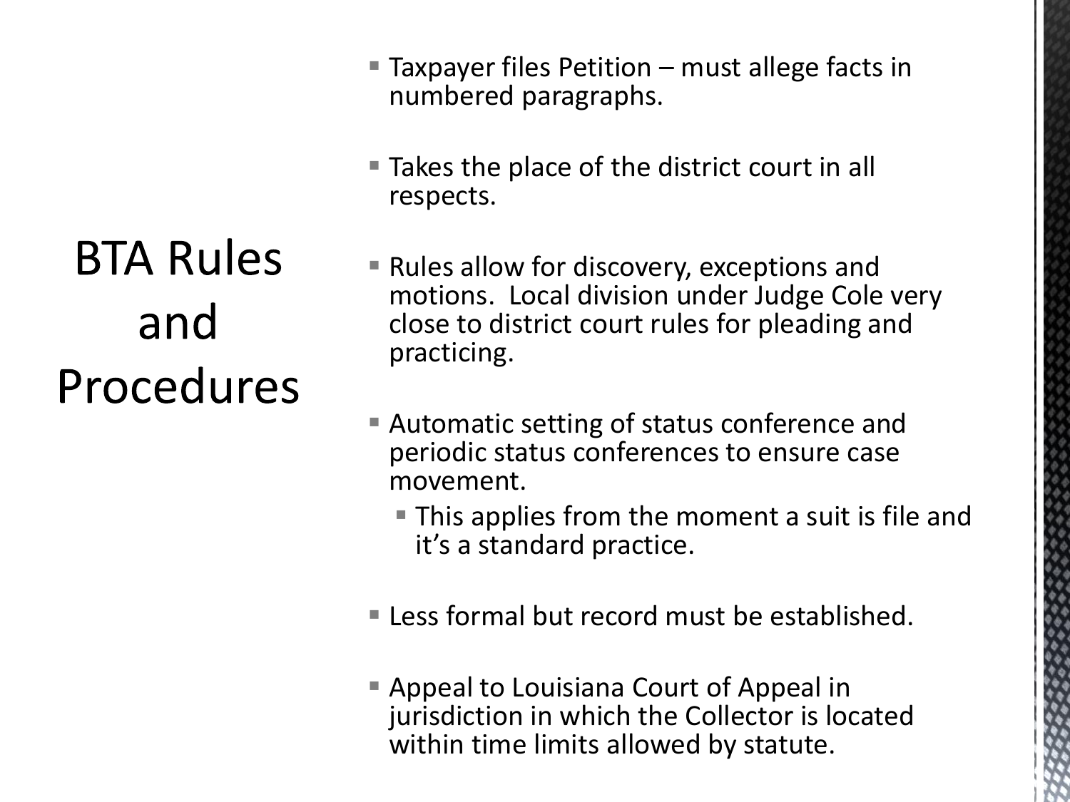# BTA Rules and Procedures

- Taxpayer files Petition – must allege facts in numbered paragraphs.
- Takes the place of the district court in all respects.
- Rules allow for discovery, exceptions and motions. Local division under Judge Cole very close to district court rules for pleading and practicing.
- Automatic setting of status conference and periodic status conferences to ensure case movement.
  - This applies from the moment a suit is file and it's a standard practice.
- Less formal but record must be established.
- Appeal to Louisiana Court of Appeal in jurisdiction in which the Collector is located within time limits allowed by statute.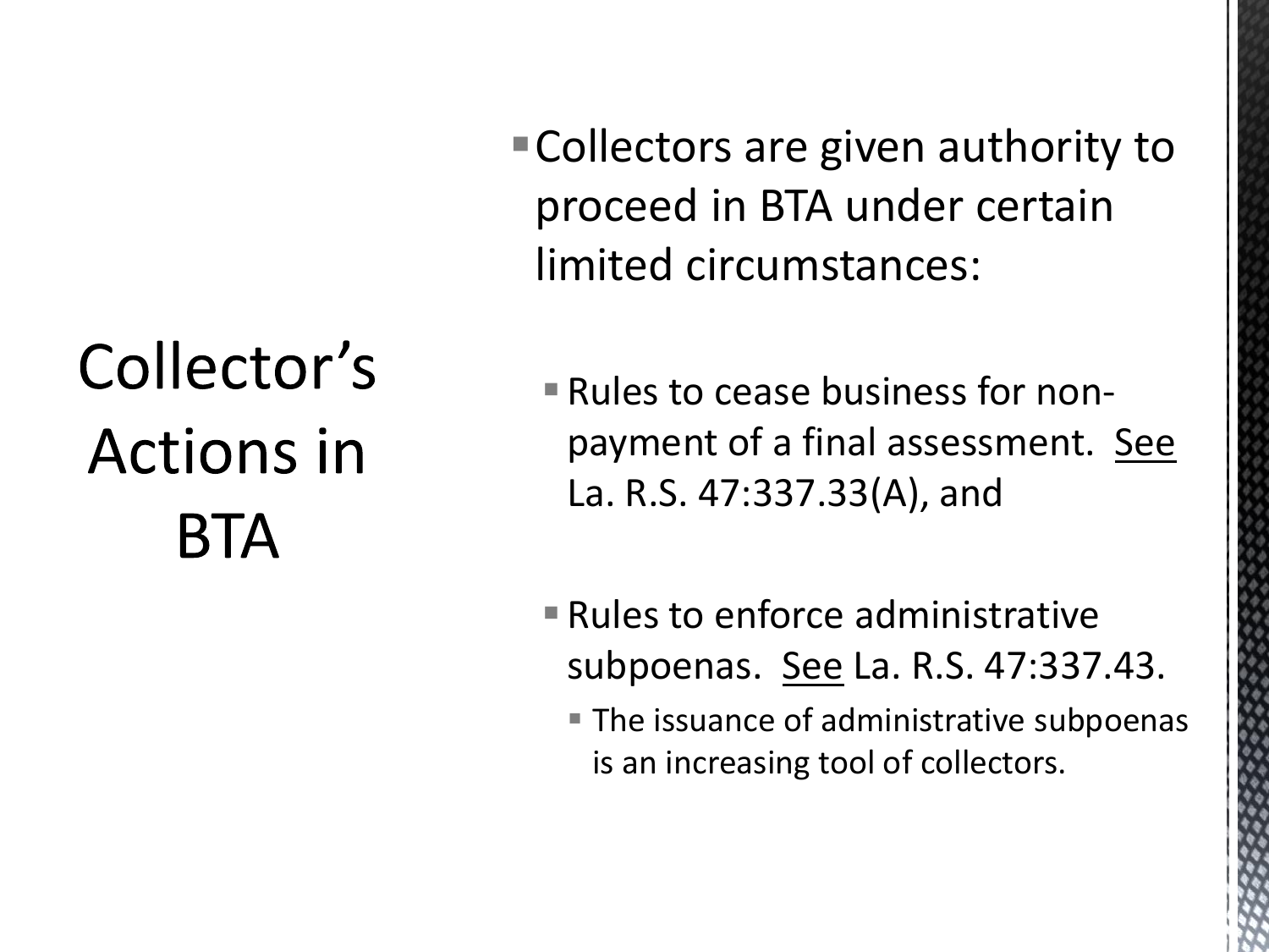# Collector's Actions in BTA

- Collectors are given authority to proceed in BTA under certain limited circumstances:
  - Rules to cease business for non-payment of a final assessment. <u>See</u> La. R.S. 47:337.33(A), and
  - Rules to enforce administrative subpoenas. <u>See</u> La. R.S. 47:337.43.
    - The issuance of administrative subpoenas is an increasing tool of collectors.